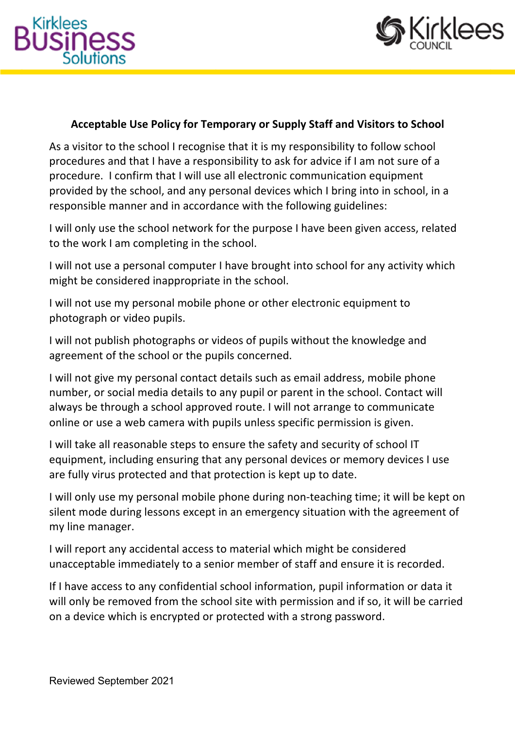## Acceptable Use Policy for Temporary or Supply Staff and Visitors to School

As a visitor to the school I recognise that it is my responsibility to follow school procedures and that I have a responsibility to ask for advice if I am not sure of a procedure. I confirm that I will use all electronic communication equipment provided by the school, and any personal devices which I bring into in school, in a responsible manner and in accordance with the following guidelines:

I will only use the school network for the purpose I have been given access, related to the work I am completing in the school.

I will not use a personal computer I have brought into school for any activity which might be considered inappropriate in the school.

I will not use my personal mobile phone or other electronic equipment to photograph or video pupils.

I will not publish photographs or videos of pupils without the knowledge and agreement of the school or the pupils concerned.

I will not give my personal contact details such as email address, mobile phone number, or social media details to any pupil or parent in the school. Contact will always be through a school approved route. I will not arrange to communicate online or use a web camera with pupils unless specific permission is given.

I will take all reasonable steps to ensure the safety and security of school IT equipment, including ensuring that any personal devices or memory devices I use are fully virus protected and that protection is kept up to date.

I will only use my personal mobile phone during non-teaching time; it will be kept on silent mode during lessons except in an emergency situation with the agreement of my line manager.

I will report any accidental access to material which might be considered unacceptable immediately to a senior member of staff and ensure it is recorded.

If I have access to any confidential school information, pupil information or data it will only be removed from the school site with permission and if so, it will be carried on a device which is encrypted or protected with a strong password.

Reviewed September 2021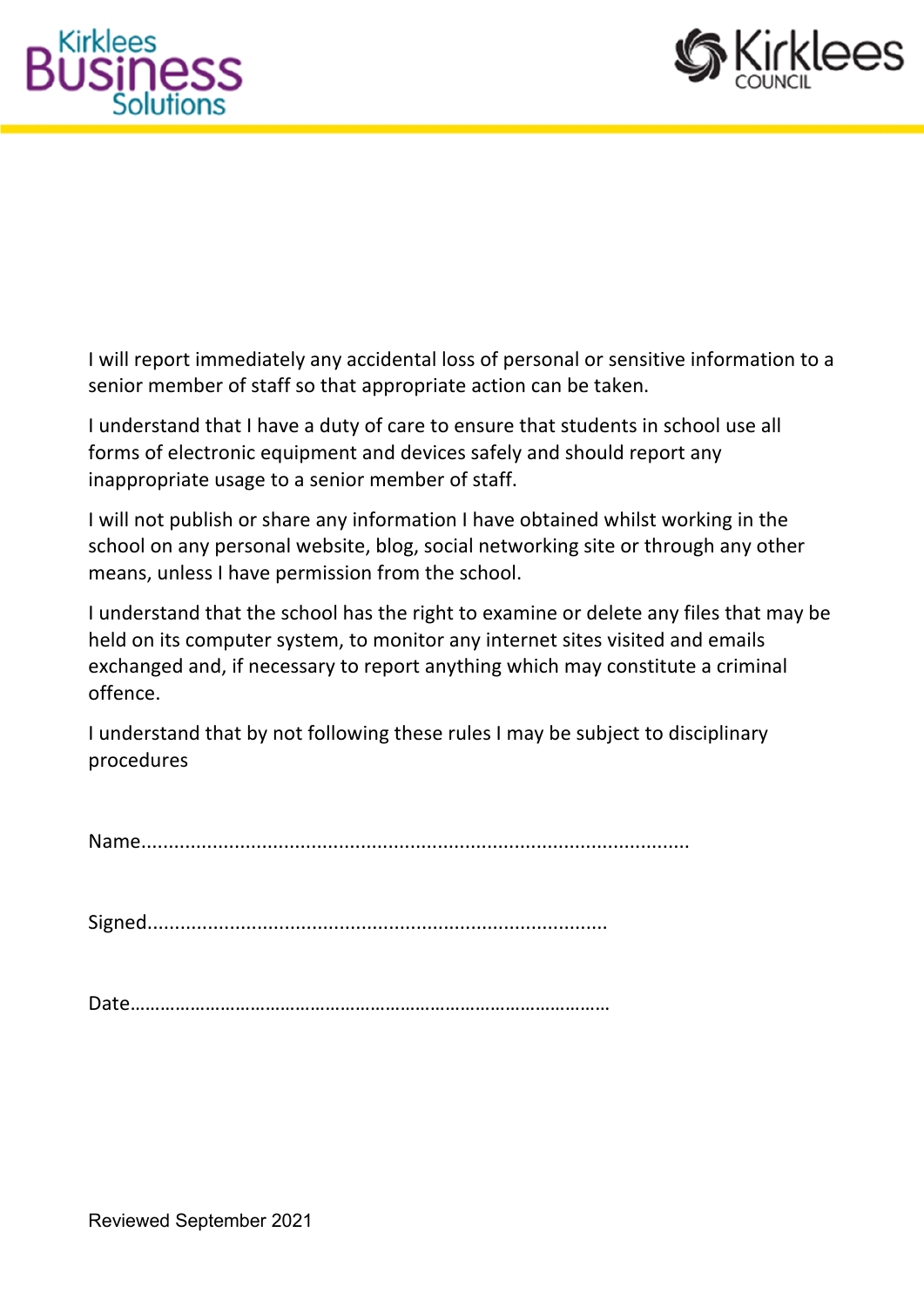I will report immediately any accidental loss of personal or sensitive information to a senior member of staff so that appropriate action can be taken.

I understand that I have a duty of care to ensure that students in school use all forms of electronic equipment and devices safely and should report any inappropriate usage to a senior member of staff.

I will not publish or share any information I have obtained whilst working in the school on any personal website, blog, social networking site or through any other means, unless I have permission from the school.

I understand that the school has the right to examine or delete any files that may be held on its computer system, to monitor any internet sites visited and emails exchanged and, if necessary to report anything which may constitute a criminal offence.

I understand that by not following these rules I may be subject to disciplinary procedures

Name....................................................................................................

Signed..................................................................................

Date……………………………………………………………………………………

Reviewed September 2021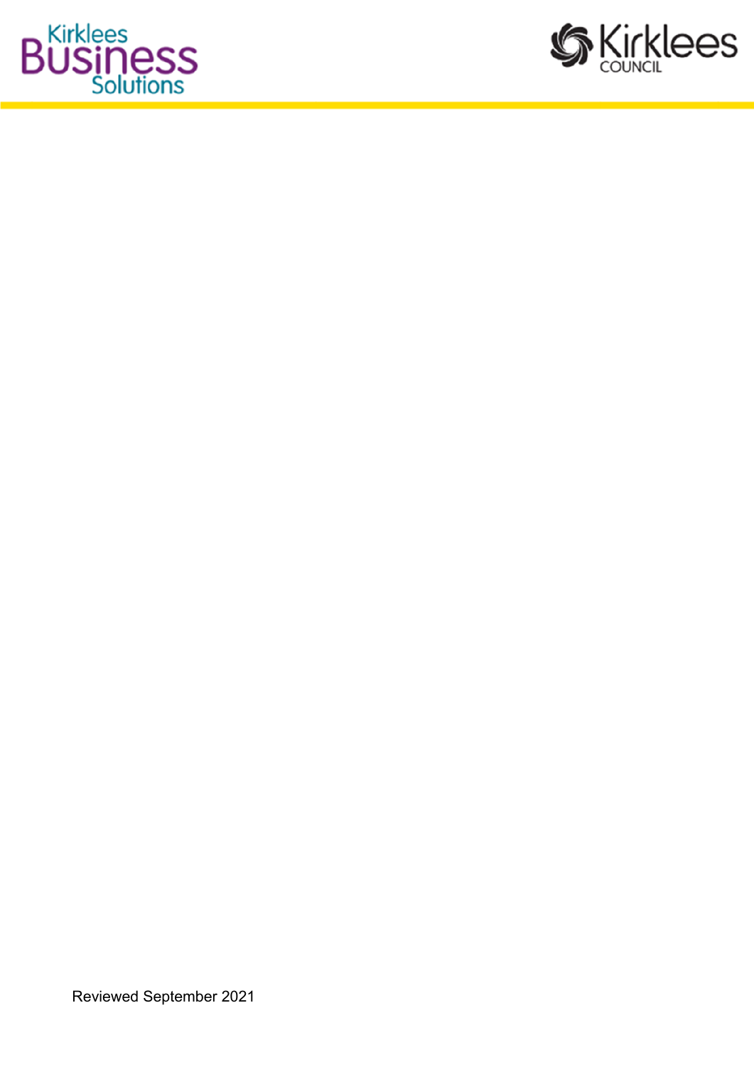Reviewed September 2021